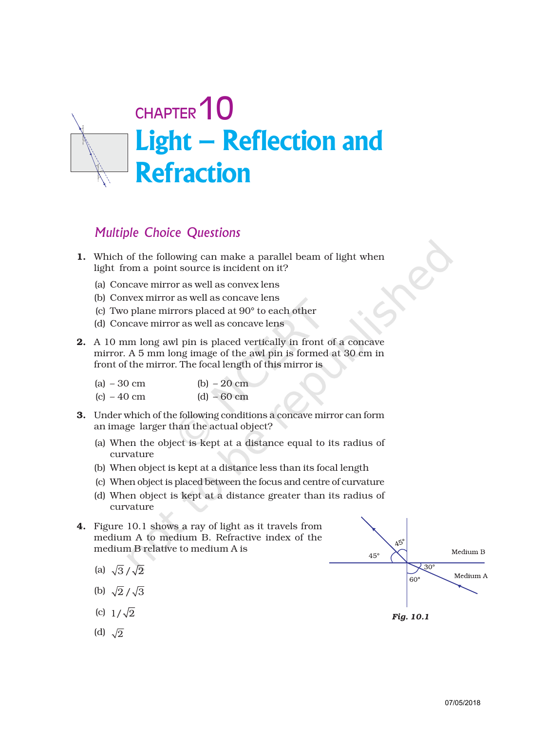# CHAPTER 10

# Light – Reflection and Refraction

## *Multiple Choice Questions*

1. Which of the following can make a parallel beam of light when light from a point source is incident on it?

   (a) Concave mirror as well as convex lens

   (b) Convex mirror as well as concave lens

   (c) Two plane mirrors placed at 90° to each other

   (d) Concave mirror as well as concave lens

2. A 10 mm long awl pin is placed vertically in front of a concave mirror. A 5 mm long image of the awl pin is formed at 30 cm in front of the mirror. The focal length of this mirror is

   (a) – 30 cm   (b) – 20 cm

   (c) – 40 cm   (d) – 60 cm

3. Under which of the following conditions a concave mirror can form an image larger than the actual object?

   (a) When the object is kept at a distance equal to its radius of curvature

   (b) When object is kept at a distance less than its focal length

   (c) When object is placed between the focus and centre of curvature

   (d) When object is kept at a distance greater than its radius of curvature

4. Figure 10.1 shows a ray of light as it travels from medium A to medium B. Refractive index of the medium B relative to medium A is

   (a) $\sqrt{3}/\sqrt{2}$

   (b) $\sqrt{2}/\sqrt{3}$

   (c) $1/\sqrt{2}$

   (d) $\sqrt{2}$

*Fig. 10.1*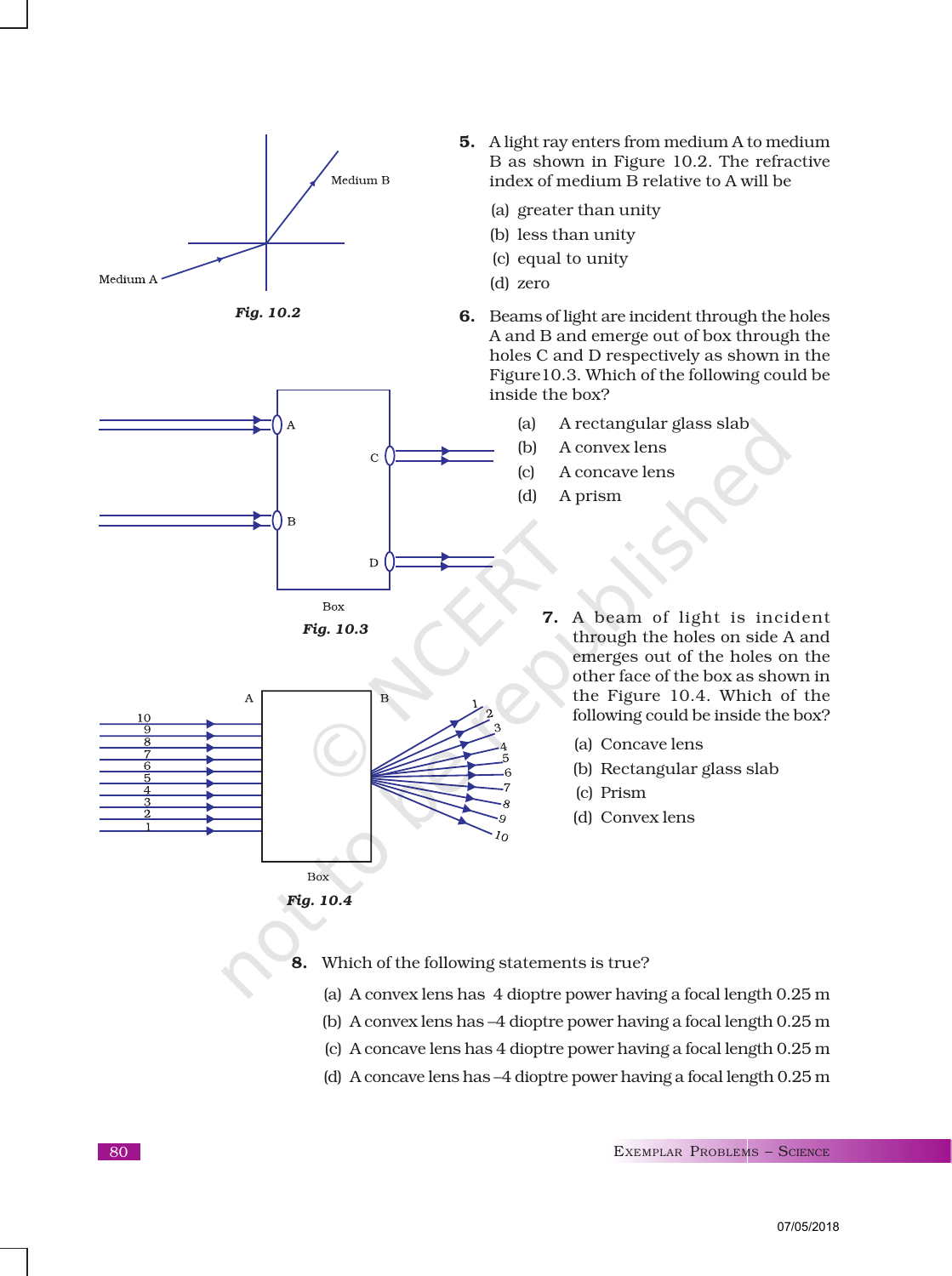Fig. 10.2

5. A light ray enters from medium A to medium B as shown in Figure 10.2. The refractive index of medium B relative to A will be

(a) greater than unity
(b) less than unity
(c) equal to unity
(d) zero

6. Beams of light are incident through the holes A and B and emerge out of box through the holes C and D respectively as shown in the Figure10.3. Which of the following could be inside the box?

(a) A rectangular glass slab
(b) A convex lens
(c) A concave lens
(d) A prism

Fig. 10.3

7. A beam of light is incident through the holes on side A and emerges out of the holes on the other face of the box as shown in the Figure 10.4. Which of the following could be inside the box?

(a) Concave lens
(b) Rectangular glass slab
(c) Prism
(d) Convex lens

Fig. 10.4

8. Which of the following statements is true?

(a) A convex lens has 4 dioptre power having a focal length 0.25 m
(b) A convex lens has –4 dioptre power having a focal length 0.25 m
(c) A concave lens has 4 dioptre power having a focal length 0.25 m
(d) A concave lens has –4 dioptre power having a focal length 0.25 m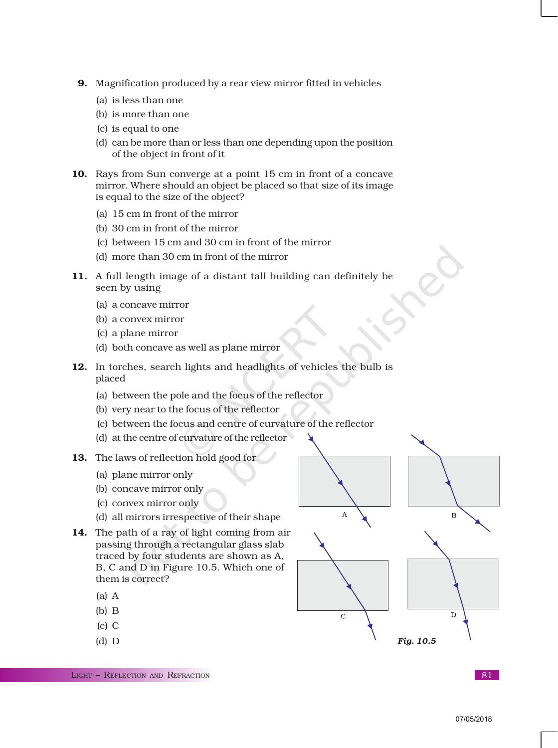9. Magnification produced by a rear view mirror fitted in vehicles
   (a) is less than one
   (b) is more than one
   (c) is equal to one
   (d) can be more than or less than one depending upon the position of the object in front of it

10. Rays from Sun converge at a point 15 cm in front of a concave mirror. Where should an object be placed so that size of its image is equal to the size of the object?
    (a) 15 cm in front of the mirror
    (b) 30 cm in front of the mirror
    (c) between 15 cm and 30 cm in front of the mirror
    (d) more than 30 cm in front of the mirror

11. A full length image of a distant tall building can definitely be seen by using
    (a) a concave mirror
    (b) a convex mirror
    (c) a plane mirror
    (d) both concave as well as plane mirror

12. In torches, search lights and headlights of vehicles the bulb is placed
    (a) between the pole and the focus of the reflector
    (b) very near to the focus of the reflector
    (c) between the focus and centre of curvature of the reflector
    (d) at the centre of curvature of the reflector

13. The laws of reflection hold good for
    (a) plane mirror only
    (b) concave mirror only
    (c) convex mirror only
    (d) all mirrors irrespective of their shape

14. The path of a ray of light coming from air passing through a rectangular glass slab traced by four students are shown as A, B, C and D in Figure 10.5. Which one of them is correct?
    (a) A
    (b) B
    (c) C
    (d) D

*Fig. 10.5*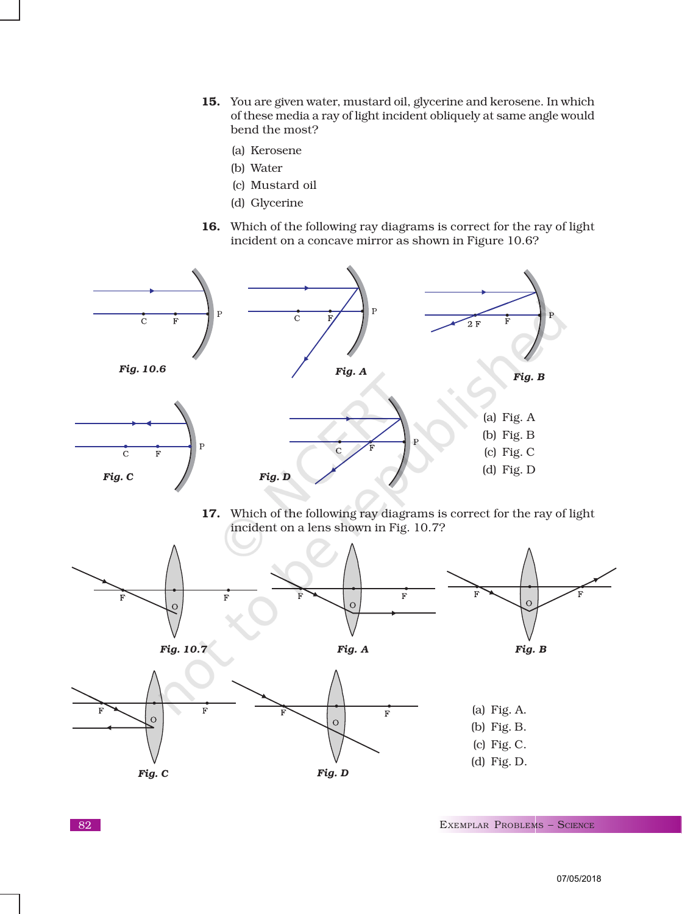15. You are given water, mustard oil, glycerine and kerosene. In which of these media a ray of light incident obliquely at same angle would bend the most?

   (a) Kerosene
   (b) Water
   (c) Mustard oil
   (d) Glycerine

16. Which of the following ray diagrams is correct for the ray of light incident on a concave mirror as shown in Figure 10.6?

*Fig. 10.6* *Fig. A* *Fig. B* *Fig. C* *Fig. D*

   (a) Fig. A
   (b) Fig. B
   (c) Fig. C
   (d) Fig. D

17. Which of the following ray diagrams is correct for the ray of light incident on a lens shown in Fig. 10.7?

*Fig. 10.7* *Fig. A* *Fig. B* *Fig. C* *Fig. D*

   (a) Fig. A.
   (b) Fig. B.
   (c) Fig. C.
   (d) Fig. D.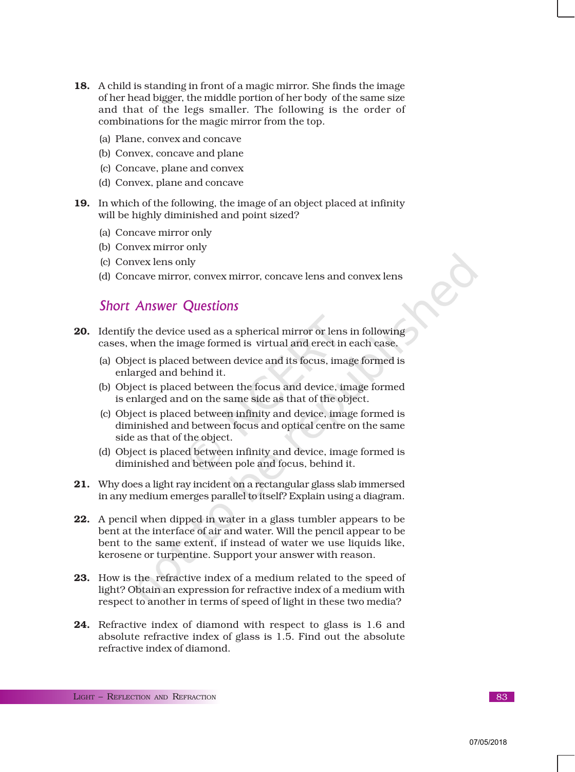**18.** A child is standing in front of a magic mirror. She finds the image of her head bigger, the middle portion of her body of the same size and that of the legs smaller. The following is the order of combinations for the magic mirror from the top.

(a) Plane, convex and concave

(b) Convex, concave and plane

(c) Concave, plane and convex

(d) Convex, plane and concave

**19.** In which of the following, the image of an object placed at infinity will be highly diminished and point sized?

(a) Concave mirror only

(b) Convex mirror only

(c) Convex lens only

(d) Concave mirror, convex mirror, concave lens and convex lens

## *Short Answer Questions*

**20.** Identify the device used as a spherical mirror or lens in following cases, when the image formed is virtual and erect in each case.

(a) Object is placed between device and its focus, image formed is enlarged and behind it.

(b) Object is placed between the focus and device, image formed is enlarged and on the same side as that of the object.

(c) Object is placed between infinity and device, image formed is diminished and between focus and optical centre on the same side as that of the object.

(d) Object is placed between infinity and device, image formed is diminished and between pole and focus, behind it.

**21.** Why does a light ray incident on a rectangular glass slab immersed in any medium emerges parallel to itself? Explain using a diagram.

**22.** A pencil when dipped in water in a glass tumbler appears to be bent at the interface of air and water. Will the pencil appear to be bent to the same extent, if instead of water we use liquids like, kerosene or turpentine. Support your answer with reason.

**23.** How is the refractive index of a medium related to the speed of light? Obtain an expression for refractive index of a medium with respect to another in terms of speed of light in these two media?

**24.** Refractive index of diamond with respect to glass is 1.6 and absolute refractive index of glass is 1.5. Find out the absolute refractive index of diamond.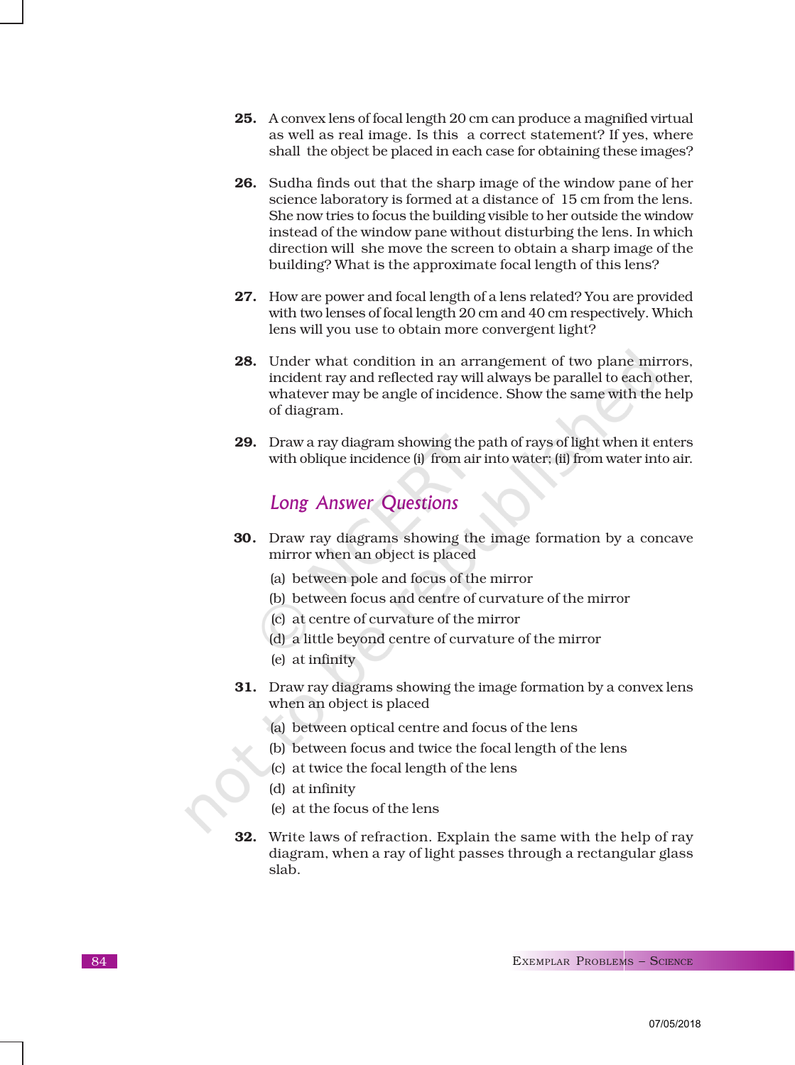25. A convex lens of focal length 20 cm can produce a magnified virtual as well as real image. Is this a correct statement? If yes, where shall the object be placed in each case for obtaining these images?

26. Sudha finds out that the sharp image of the window pane of her science laboratory is formed at a distance of 15 cm from the lens. She now tries to focus the building visible to her outside the window instead of the window pane without disturbing the lens. In which direction will she move the screen to obtain a sharp image of the building? What is the approximate focal length of this lens?

27. How are power and focal length of a lens related? You are provided with two lenses of focal length 20 cm and 40 cm respectively. Which lens will you use to obtain more convergent light?

28. Under what condition in an arrangement of two plane mirrors, incident ray and reflected ray will always be parallel to each other, whatever may be angle of incidence. Show the same with the help of diagram.

29. Draw a ray diagram showing the path of rays of light when it enters with oblique incidence (i) from air into water; (ii) from water into air.

## *Long Answer Questions*

30. Draw ray diagrams showing the image formation by a concave mirror when an object is placed

    (a) between pole and focus of the mirror

    (b) between focus and centre of curvature of the mirror

    (c) at centre of curvature of the mirror

    (d) a little beyond centre of curvature of the mirror

    (e) at infinity

31. Draw ray diagrams showing the image formation by a convex lens when an object is placed

    (a) between optical centre and focus of the lens

    (b) between focus and twice the focal length of the lens

    (c) at twice the focal length of the lens

    (d) at infinity

    (e) at the focus of the lens

32. Write laws of refraction. Explain the same with the help of ray diagram, when a ray of light passes through a rectangular glass slab.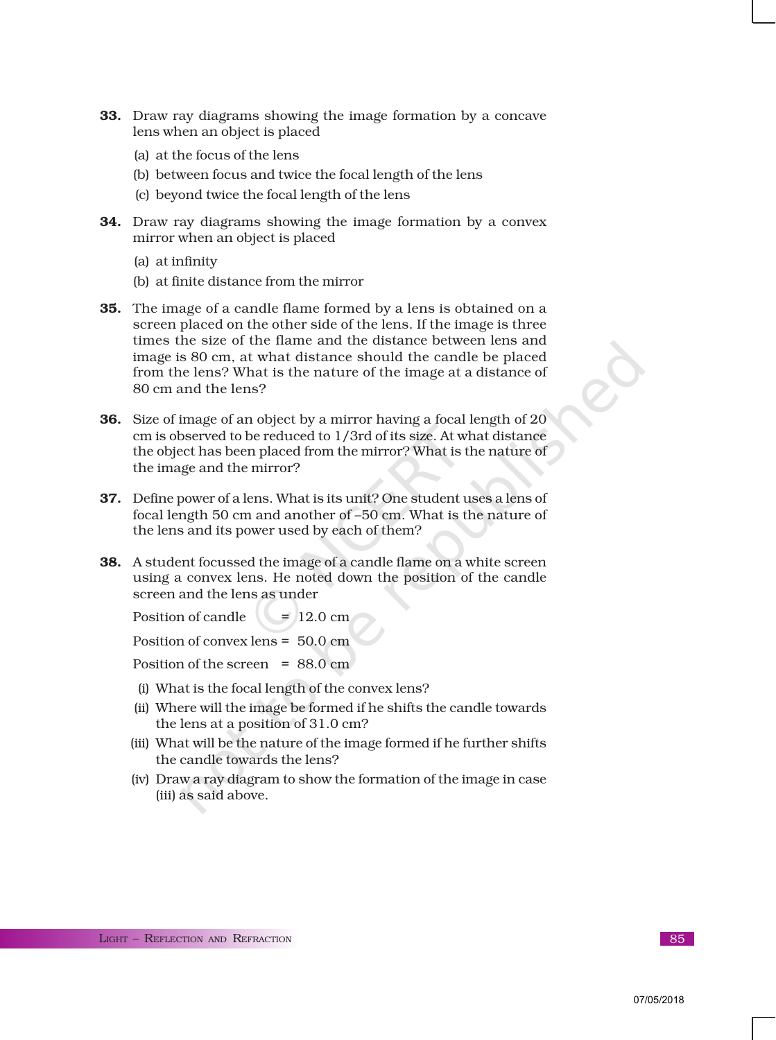**33.** Draw ray diagrams showing the image formation by a concave lens when an object is placed

(a) at the focus of the lens

(b) between focus and twice the focal length of the lens

(c) beyond twice the focal length of the lens

**34.** Draw ray diagrams showing the image formation by a convex mirror when an object is placed

(a) at infinity

(b) at finite distance from the mirror

**35.** The image of a candle flame formed by a lens is obtained on a screen placed on the other side of the lens. If the image is three times the size of the flame and the distance between lens and image is 80 cm, at what distance should the candle be placed from the lens? What is the nature of the image at a distance of 80 cm and the lens?

**36.** Size of image of an object by a mirror having a focal length of 20 cm is observed to be reduced to 1/3rd of its size. At what distance the object has been placed from the mirror? What is the nature of the image and the mirror?

**37.** Define power of a lens. What is its unit? One student uses a lens of focal length 50 cm and another of –50 cm. What is the nature of the lens and its power used by each of them?

**38.** A student focussed the image of a candle flame on a white screen using a convex lens. He noted down the position of the candle screen and the lens as under

Position of candle = 12.0 cm

Position of convex lens = 50.0 cm

Position of the screen = 88.0 cm

(i) What is the focal length of the convex lens?

(ii) Where will the image be formed if he shifts the candle towards the lens at a position of 31.0 cm?

(iii) What will be the nature of the image formed if he further shifts the candle towards the lens?

(iv) Draw a ray diagram to show the formation of the image in case (iii) as said above.